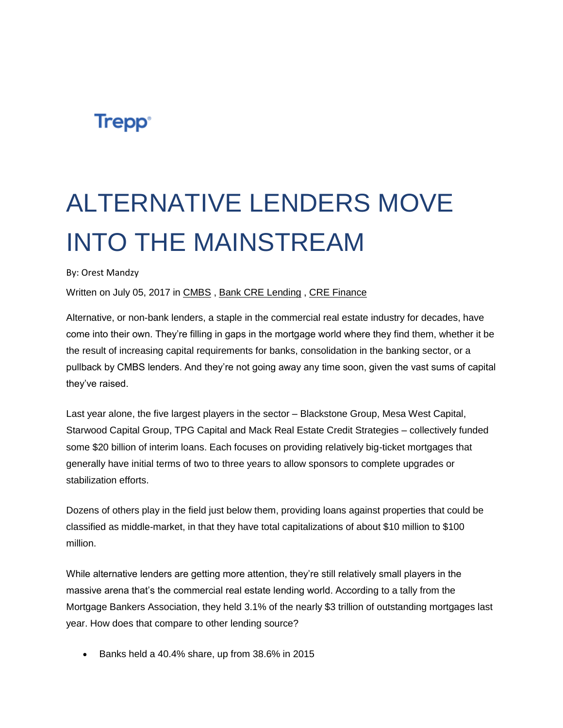Trepp

# ALTERNATIVE LENDERS MOVE INTO THE MAINSTREAM

By: Orest Mandzy

Written on July 05, 2017 in CMBS , Bank CRE Lending , CRE Finance

Alternative, or non-bank lenders, a staple in the commercial real estate industry for decades, have come into their own. They're filling in gaps in the mortgage world where they find them, whether it be the result of increasing capital requirements for banks, consolidation in the banking sector, or a pullback by CMBS lenders. And they're not going away any time soon, given the vast sums of capital they've raised.

Last year alone, the five largest players in the sector – Blackstone Group, Mesa West Capital, Starwood Capital Group, TPG Capital and Mack Real Estate Credit Strategies – collectively funded some $20 billion of interim loans. Each focuses on providing relatively big-ticket mortgages that generally have initial terms of two to three years to allow sponsors to complete upgrades or stabilization efforts.

Dozens of others play in the field just below them, providing loans against properties that could be classified as middle-market, in that they have total capitalizations of about $10 million to $100 million.

While alternative lenders are getting more attention, they're still relatively small players in the massive arena that's the commercial real estate lending world. According to a tally from the Mortgage Bankers Association, they held 3.1% of the nearly $3 trillion of outstanding mortgages last year. How does that compare to other lending source?

- Banks held a 40.4% share, up from 38.6% in 2015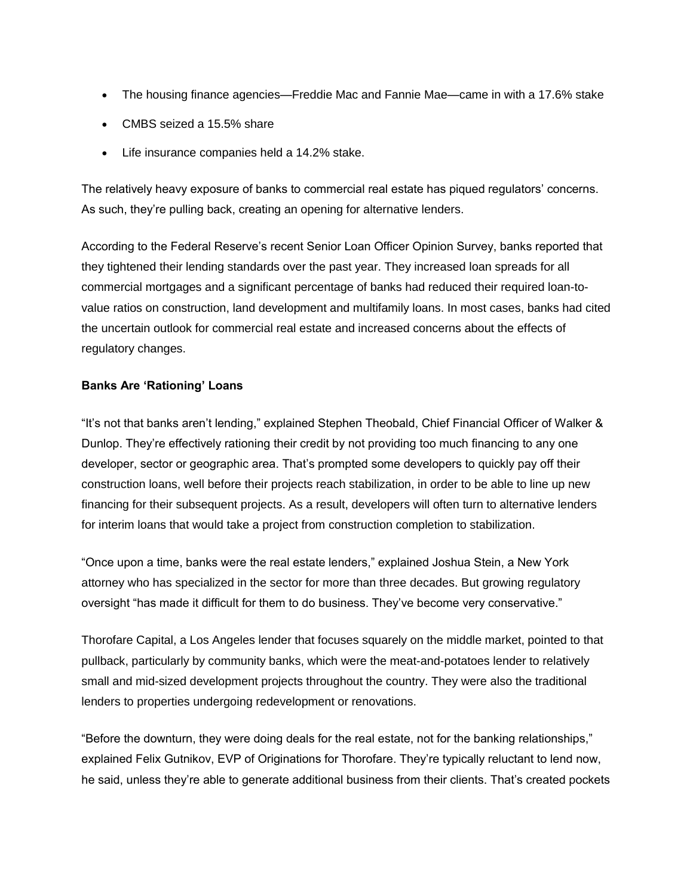- The housing finance agencies—Freddie Mac and Fannie Mae—came in with a 17.6% stake
- CMBS seized a 15.5% share
- Life insurance companies held a 14.2% stake.

The relatively heavy exposure of banks to commercial real estate has piqued regulators' concerns. As such, they're pulling back, creating an opening for alternative lenders.

According to the Federal Reserve's recent Senior Loan Officer Opinion Survey, banks reported that they tightened their lending standards over the past year. They increased loan spreads for all commercial mortgages and a significant percentage of banks had reduced their required loan-to-value ratios on construction, land development and multifamily loans. In most cases, banks had cited the uncertain outlook for commercial real estate and increased concerns about the effects of regulatory changes.

**Banks Are 'Rationing' Loans**

"It's not that banks aren't lending," explained Stephen Theobald, Chief Financial Officer of Walker & Dunlop. They're effectively rationing their credit by not providing too much financing to any one developer, sector or geographic area. That's prompted some developers to quickly pay off their construction loans, well before their projects reach stabilization, in order to be able to line up new financing for their subsequent projects. As a result, developers will often turn to alternative lenders for interim loans that would take a project from construction completion to stabilization.

"Once upon a time, banks were the real estate lenders," explained Joshua Stein, a New York attorney who has specialized in the sector for more than three decades. But growing regulatory oversight "has made it difficult for them to do business. They've become very conservative."

Thorofare Capital, a Los Angeles lender that focuses squarely on the middle market, pointed to that pullback, particularly by community banks, which were the meat-and-potatoes lender to relatively small and mid-sized development projects throughout the country. They were also the traditional lenders to properties undergoing redevelopment or renovations.

"Before the downturn, they were doing deals for the real estate, not for the banking relationships," explained Felix Gutnikov, EVP of Originations for Thorofare. They're typically reluctant to lend now, he said, unless they're able to generate additional business from their clients. That's created pockets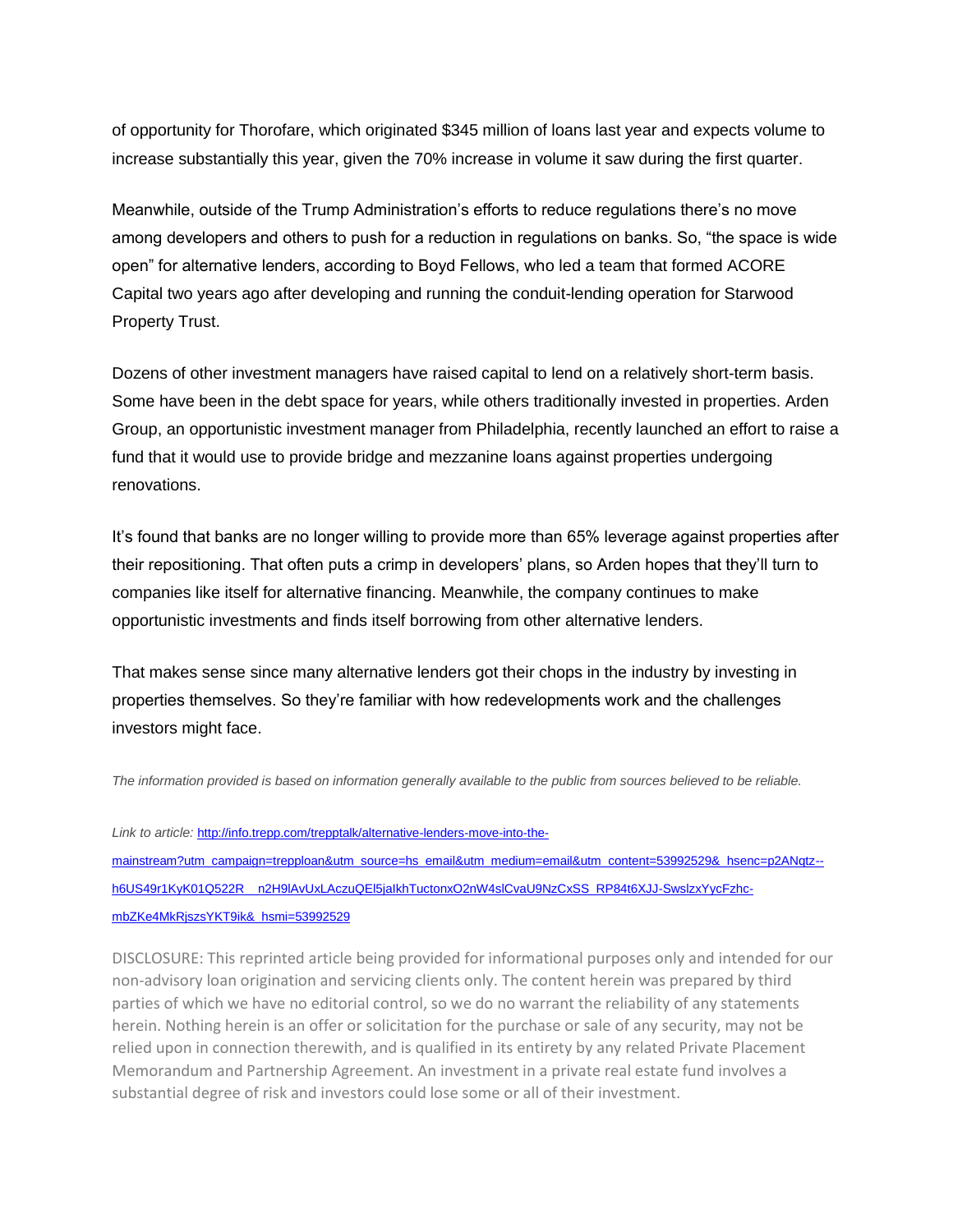of opportunity for Thorofare, which originated $345 million of loans last year and expects volume to increase substantially this year, given the 70% increase in volume it saw during the first quarter.

Meanwhile, outside of the Trump Administration's efforts to reduce regulations there's no move among developers and others to push for a reduction in regulations on banks. So, "the space is wide open" for alternative lenders, according to Boyd Fellows, who led a team that formed ACORE Capital two years ago after developing and running the conduit-lending operation for Starwood Property Trust.

Dozens of other investment managers have raised capital to lend on a relatively short-term basis. Some have been in the debt space for years, while others traditionally invested in properties. Arden Group, an opportunistic investment manager from Philadelphia, recently launched an effort to raise a fund that it would use to provide bridge and mezzanine loans against properties undergoing renovations.

It's found that banks are no longer willing to provide more than 65% leverage against properties after their repositioning. That often puts a crimp in developers' plans, so Arden hopes that they'll turn to companies like itself for alternative financing. Meanwhile, the company continues to make opportunistic investments and finds itself borrowing from other alternative lenders.

That makes sense since many alternative lenders got their chops in the industry by investing in properties themselves. So they're familiar with how redevelopments work and the challenges investors might face.

*The information provided is based on information generally available to the public from sources believed to be reliable.*

*Link to article:* http://info.trepp.com/trepptalk/alternative-lenders-move-into-the-mainstream?utm_campaign=trepploan&utm_source=hs_email&utm_medium=email&utm_content=53992529&_hsenc=p2ANqtz--h6US49r1KyK01Q522R__n2H9lAvUxLAczuQEl5jaIkhTuctonxO2nW4slCvaU9NzCxSS_RP84t6XJJ-SwslzxYycFzhc-mbZKe4MkRjszsYKT9ik&_hsmi=53992529

DISCLOSURE: This reprinted article being provided for informational purposes only and intended for our non-advisory loan origination and servicing clients only. The content herein was prepared by third parties of which we have no editorial control, so we do no warrant the reliability of any statements herein. Nothing herein is an offer or solicitation for the purchase or sale of any security, may not be relied upon in connection therewith, and is qualified in its entirety by any related Private Placement Memorandum and Partnership Agreement. An investment in a private real estate fund involves a substantial degree of risk and investors could lose some or all of their investment.